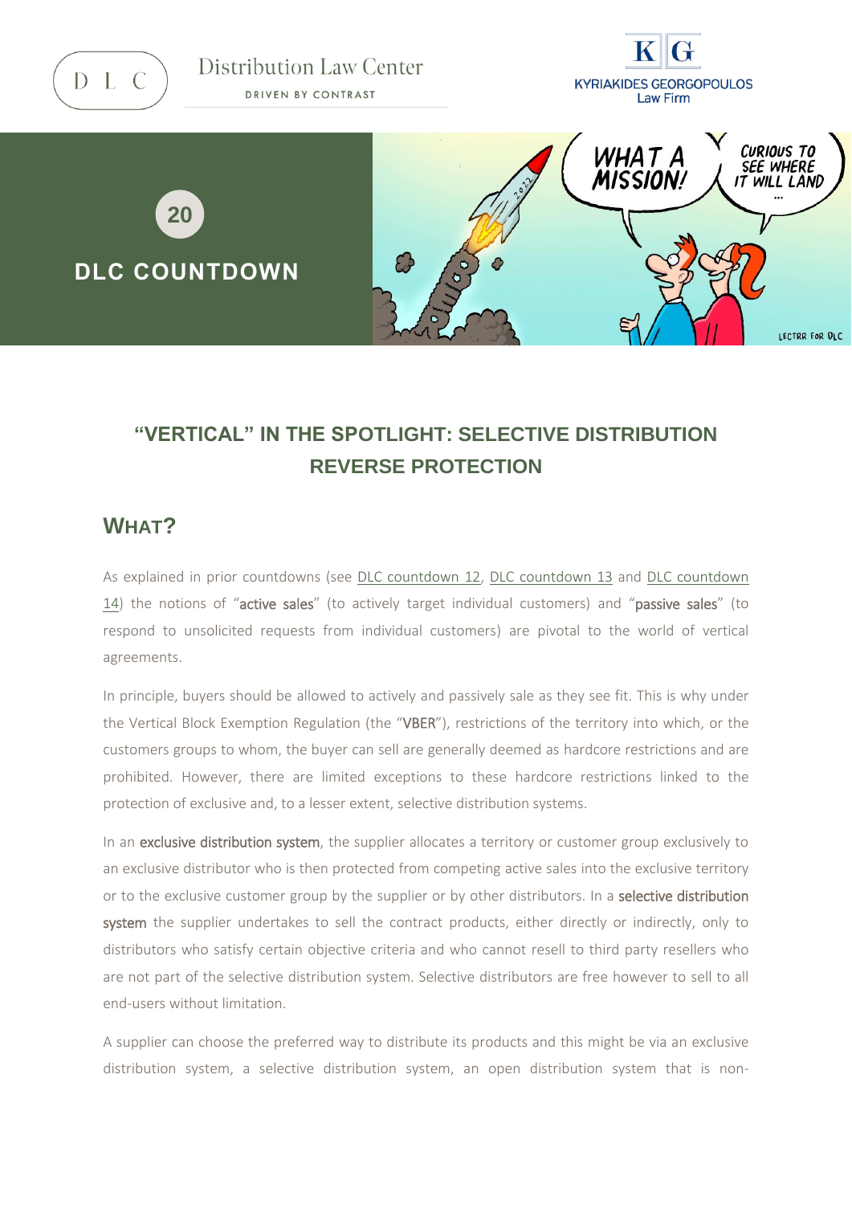Distribution Law Center

DRIVEN BY CONTRAST

KYRIAKIDES GEORGOPOULOS Law Firm

20

# DLC COUNTDOWN

## "VERTICAL" IN THE SPOTLIGHT: SELECTIVE DISTRIBUTION REVERSE PROTECTION

### WHAT?

As explained in prior countdowns (see DLC countdown 12, DLC countdown 13 and DLC countdown 14) the notions of "**active sales**" (to actively target individual customers) and "**passive sales**" (to respond to unsolicited requests from individual customers) are pivotal to the world of vertical agreements.

In principle, buyers should be allowed to actively and passively sale as they see fit. This is why under the Vertical Block Exemption Regulation (the "**VBER**"), restrictions of the territory into which, or the customers groups to whom, the buyer can sell are generally deemed as hardcore restrictions and are prohibited. However, there are limited exceptions to these hardcore restrictions linked to the protection of exclusive and, to a lesser extent, selective distribution systems.

In an **exclusive distribution system**, the supplier allocates a territory or customer group exclusively to an exclusive distributor who is then protected from competing active sales into the exclusive territory or to the exclusive customer group by the supplier or by other distributors. In a **selective distribution system** the supplier undertakes to sell the contract products, either directly or indirectly, only to distributors who satisfy certain objective criteria and who cannot resell to third party resellers who are not part of the selective distribution system. Selective distributors are free however to sell to all end-users without limitation.

A supplier can choose the preferred way to distribute its products and this might be via an exclusive distribution system, a selective distribution system, an open distribution system that is non-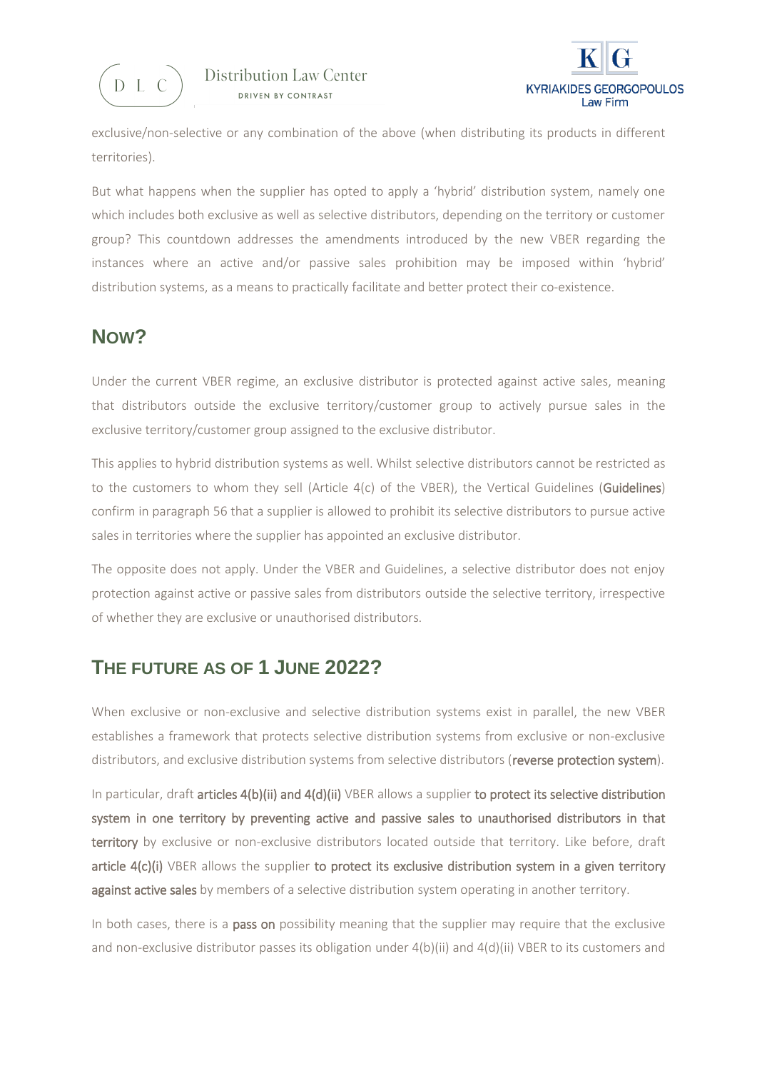exclusive/non-selective or any combination of the above (when distributing its products in different territories).

But what happens when the supplier has opted to apply a 'hybrid' distribution system, namely one which includes both exclusive as well as selective distributors, depending on the territory or customer group? This countdown addresses the amendments introduced by the new VBER regarding the instances where an active and/or passive sales prohibition may be imposed within 'hybrid' distribution systems, as a means to practically facilitate and better protect their co-existence.

## NOW?

Under the current VBER regime, an exclusive distributor is protected against active sales, meaning that distributors outside the exclusive territory/customer group to actively pursue sales in the exclusive territory/customer group assigned to the exclusive distributor.

This applies to hybrid distribution systems as well. Whilst selective distributors cannot be restricted as to the customers to whom they sell (Article 4(c) of the VBER), the Vertical Guidelines (**Guidelines**) confirm in paragraph 56 that a supplier is allowed to prohibit its selective distributors to pursue active sales in territories where the supplier has appointed an exclusive distributor.

The opposite does not apply. Under the VBER and Guidelines, a selective distributor does not enjoy protection against active or passive sales from distributors outside the selective territory, irrespective of whether they are exclusive or unauthorised distributors.

## THE FUTURE AS OF 1 JUNE 2022?

When exclusive or non-exclusive and selective distribution systems exist in parallel, the new VBER establishes a framework that protects selective distribution systems from exclusive or non-exclusive distributors, and exclusive distribution systems from selective distributors (**reverse protection system**).

In particular, draft **articles 4(b)(ii) and 4(d)(ii)** VBER allows a supplier **to protect its selective distribution system in one territory by preventing active and passive sales to unauthorised distributors in that territory** by exclusive or non-exclusive distributors located outside that territory. Like before, draft **article 4(c)(i)** VBER allows the supplier **to protect its exclusive distribution system in a given territory against active sales** by members of a selective distribution system operating in another territory.

In both cases, there is a **pass on** possibility meaning that the supplier may require that the exclusive and non-exclusive distributor passes its obligation under 4(b)(ii) and 4(d)(ii) VBER to its customers and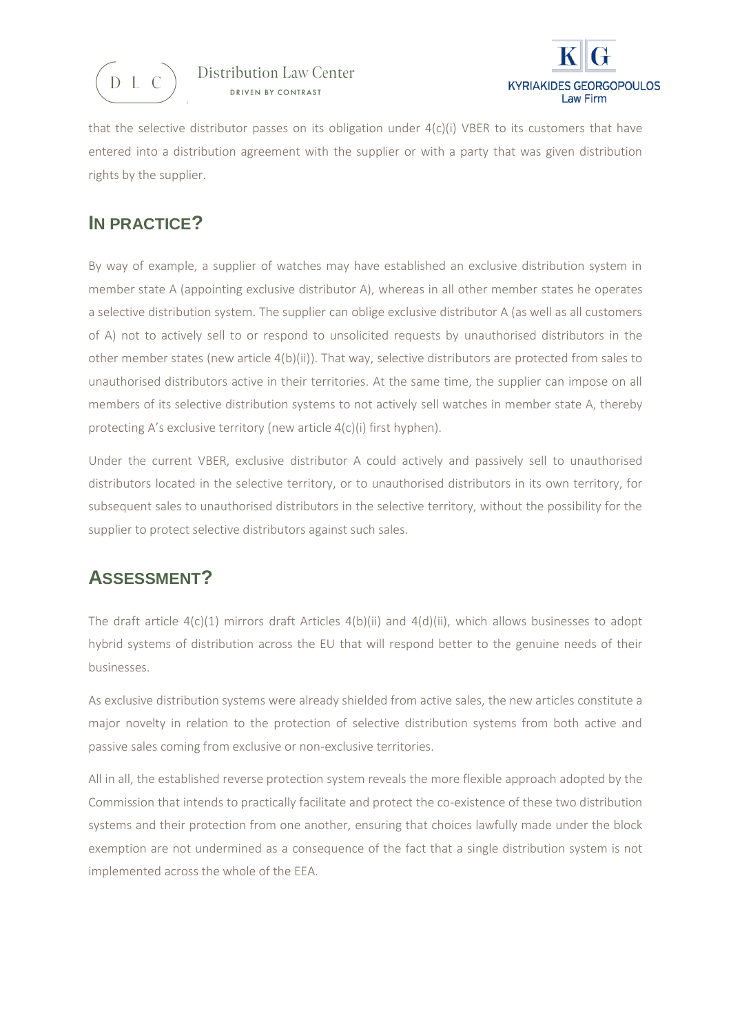that the selective distributor passes on its obligation under 4(c)(i) VBER to its customers that have entered into a distribution agreement with the supplier or with a party that was given distribution rights by the supplier.

## IN PRACTICE?

By way of example, a supplier of watches may have established an exclusive distribution system in member state A (appointing exclusive distributor A), whereas in all other member states he operates a selective distribution system. The supplier can oblige exclusive distributor A (as well as all customers of A) not to actively sell to or respond to unsolicited requests by unauthorised distributors in the other member states (new article 4(b)(ii)). That way, selective distributors are protected from sales to unauthorised distributors active in their territories. At the same time, the supplier can impose on all members of its selective distribution systems to not actively sell watches in member state A, thereby protecting A's exclusive territory (new article 4(c)(i) first hyphen).

Under the current VBER, exclusive distributor A could actively and passively sell to unauthorised distributors located in the selective territory, or to unauthorised distributors in its own territory, for subsequent sales to unauthorised distributors in the selective territory, without the possibility for the supplier to protect selective distributors against such sales.

## ASSESSMENT?

The draft article 4(c)(1) mirrors draft Articles 4(b)(ii) and 4(d)(ii), which allows businesses to adopt hybrid systems of distribution across the EU that will respond better to the genuine needs of their businesses.

As exclusive distribution systems were already shielded from active sales, the new articles constitute a major novelty in relation to the protection of selective distribution systems from both active and passive sales coming from exclusive or non-exclusive territories.

All in all, the established reverse protection system reveals the more flexible approach adopted by the Commission that intends to practically facilitate and protect the co-existence of these two distribution systems and their protection from one another, ensuring that choices lawfully made under the block exemption are not undermined as a consequence of the fact that a single distribution system is not implemented across the whole of the EEA.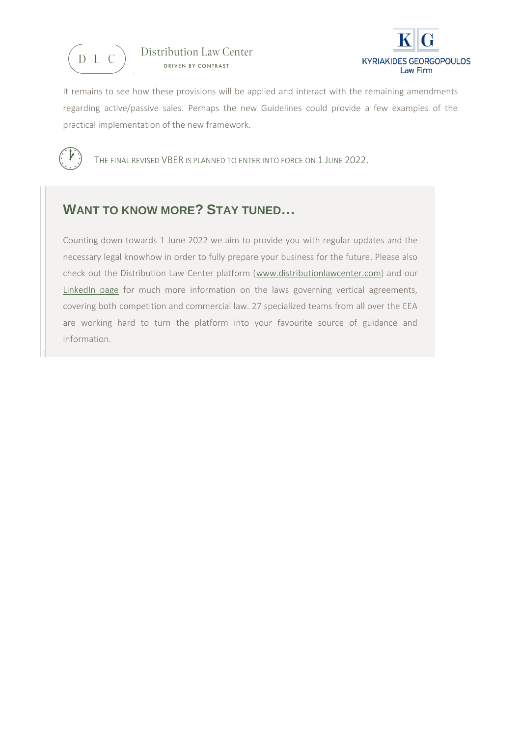It remains to see how these provisions will be applied and interact with the remaining amendments regarding active/passive sales. Perhaps the new Guidelines could provide a few examples of the practical implementation of the new framework.

THE FINAL REVISED VBER IS PLANNED TO ENTER INTO FORCE ON 1 JUNE 2022.

## WANT TO KNOW MORE? STAY TUNED…

Counting down towards 1 June 2022 we aim to provide you with regular updates and the necessary legal knowhow in order to fully prepare your business for the future. Please also check out the Distribution Law Center platform (www.distributionlawcenter.com) and our LinkedIn page for much more information on the laws governing vertical agreements, covering both competition and commercial law. 27 specialized teams from all over the EEA are working hard to turn the platform into your favourite source of guidance and information.